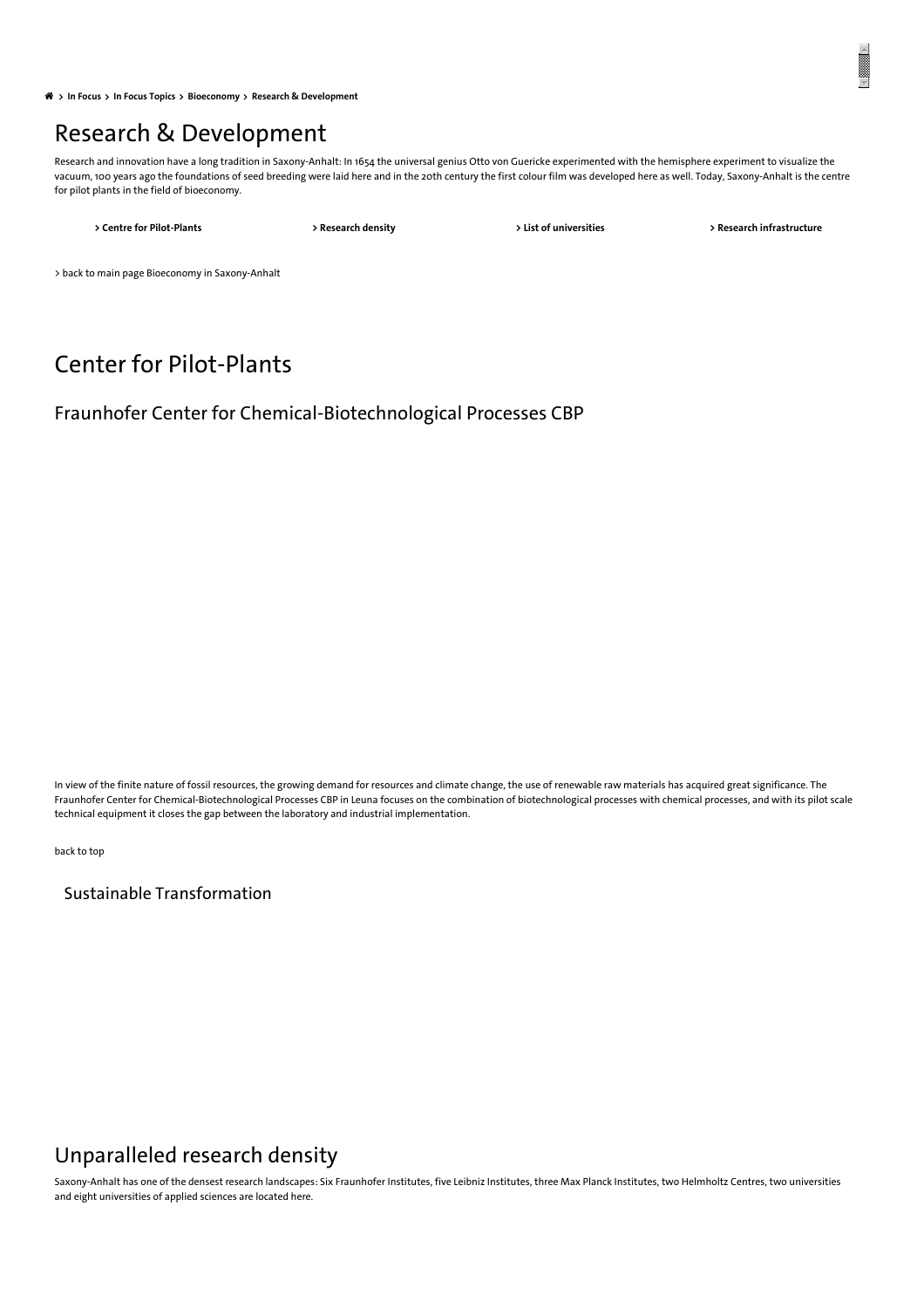> In Focus > In Focus Topics > Bioeconomy > Research & Development

# Research & Development

Research and innovation have a long tradition in Saxony-Anhalt: In 1654 the universal genius Otto von Guericke experimented with the hemisphere experiment to visualize the vacuum, 100 years ago the foundations of seed breeding were laid here and in the 20th century the first colour film was developed here as well. Today, Saxony-Anhalt is the centre for pilot plants in the field of bioeconomy.

**> Centre for Pilot-Plants** **> Research density** **> List of universities** **> Research infrastructure**

> back to main page Bioeconomy in Saxony-Anhalt

# Center for Pilot-Plants

## Fraunhofer Center for Chemical-Biotechnological Processes CBP

In view of the finite nature of fossil resources, the growing demand for resources and climate change, the use of renewable raw materials has acquired great significance. The Fraunhofer Center for Chemical-Biotechnological Processes CBP in Leuna focuses on the combination of biotechnological processes with chemical processes, and with its pilot scale technical equipment it closes the gap between the laboratory and industrial implementation.

back to top

Sustainable Transformation

# Unparalleled research density

Saxony-Anhalt has one of the densest research landscapes: Six Fraunhofer Institutes, five Leibniz Institutes, three Max Planck Institutes, two Helmholtz Centres, two universities and eight universities of applied sciences are located here.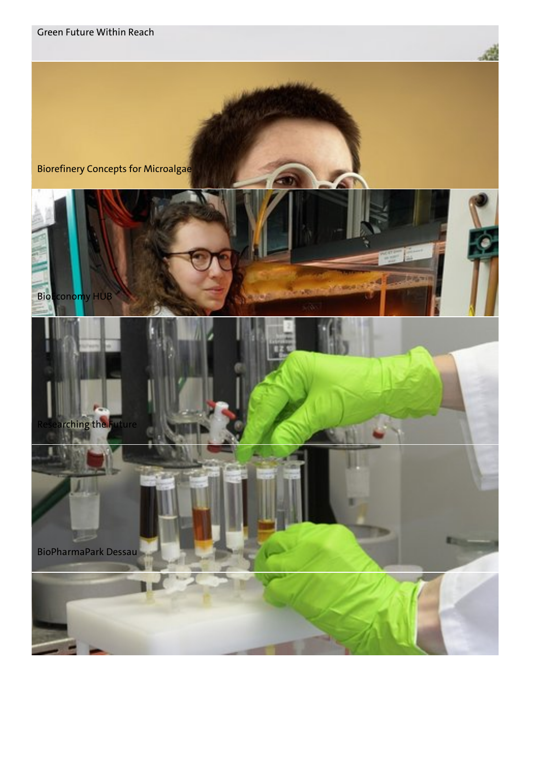Green Future Within Reach

Biorefinery Concepts for Microalgae

Bioeconomy HUB

Researching the Future

BioPharmaPark Dessau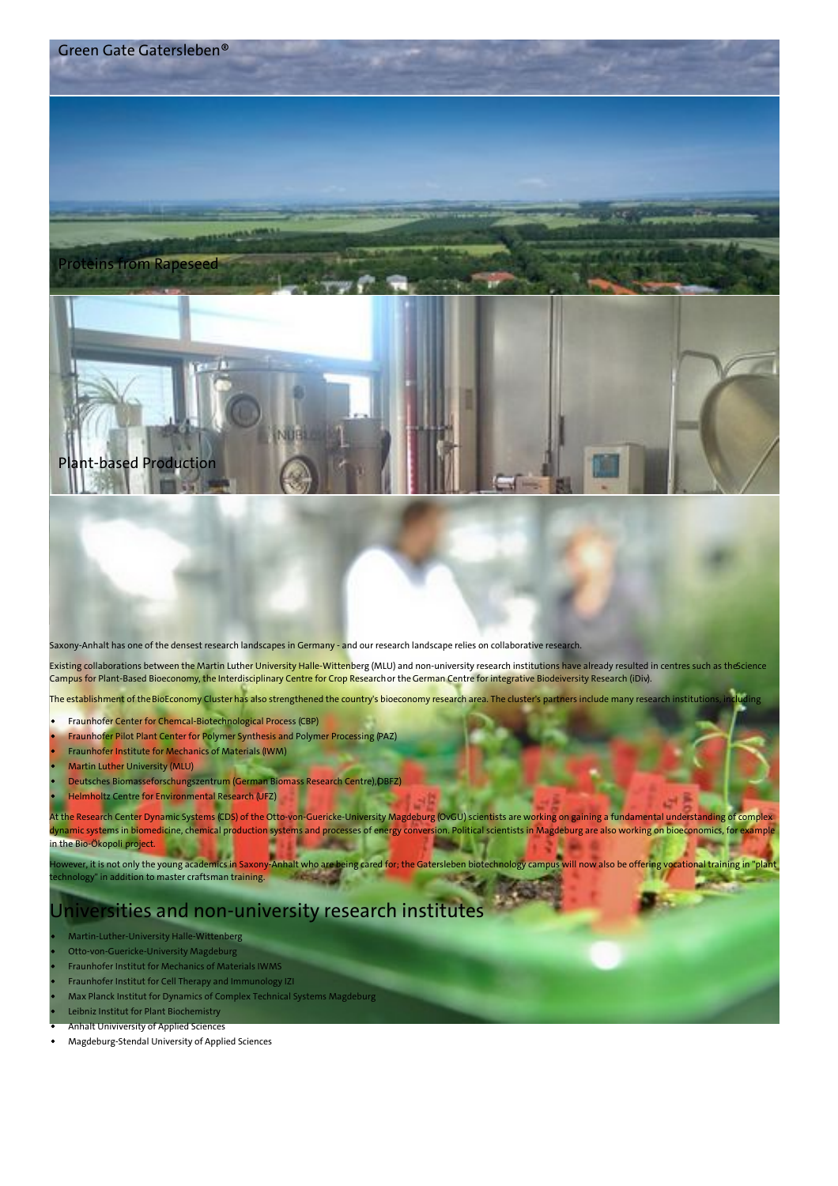Green Gate Gatersleben®

Proteins from Rapeseed

Plant-based Production

Saxony-Anhalt has one of the densest research landscapes in Germany - and our research landscape relies on collaborative research.

Existing collaborations between the Martin Luther University Halle-Wittenberg (MLU) and non-university research institutions have already resulted in centres such as the Science Campus for Plant-Based Bioeconomy, the Interdisciplinary Centre for Crop Research or the German Centre for integrative Biodeiversity Research (iDiv).

The establishment of the BioEconomy Cluster has also strengthened the country's bioeconomy research area. The cluster's partners include many research institutions, including

- Fraunhofer Center for Chemcal-Biotechnological Process (CBP)
- Fraunhofer Pilot Plant Center for Polymer Synthesis and Polymer Processing (PAZ)
- Fraunhofer Institute for Mechanics of Materials (IWM)
- Martin Luther University (MLU)
- Deutsches Biomasseforschungszentrum (German Biomass Research Centre), DBFZ)
- Helmholtz Centre for Environmental Research (UFZ)

At the Research Center Dynamic Systems (CDS) of the Otto-von-Guericke-University Magdeburg (OvGU) scientists are working on gaining a fundamental understanding of complex dynamic systems in biomedicine, chemical production systems and processes of energy conversion. Political scientists in Magdeburg are also working on bioeconomics, for example in the Bio-Ökopoli project.

However, it is not only the young academics in Saxony-Anhalt who are being cared for; the Gatersleben biotechnology campus will now also be offering vocational training in "plant technology" in addition to master craftsman training.

## Universities and non-university research institutes

- Martin-Luther-University Halle-Wittenberg
- Otto-von-Guericke-University Magdeburg
- Fraunhofer Institut for Mechanics of Materials IWMS
- Fraunhofer Institut for Cell Therapy and Immunology IZI
- Max Planck Institut for Dynamics of Complex Technical Systems Magdeburg
- Leibniz Institut for Plant Biochemistry
- Anhalt Univiversity of Applied Sciences
- Magdeburg-Stendal University of Applied Sciences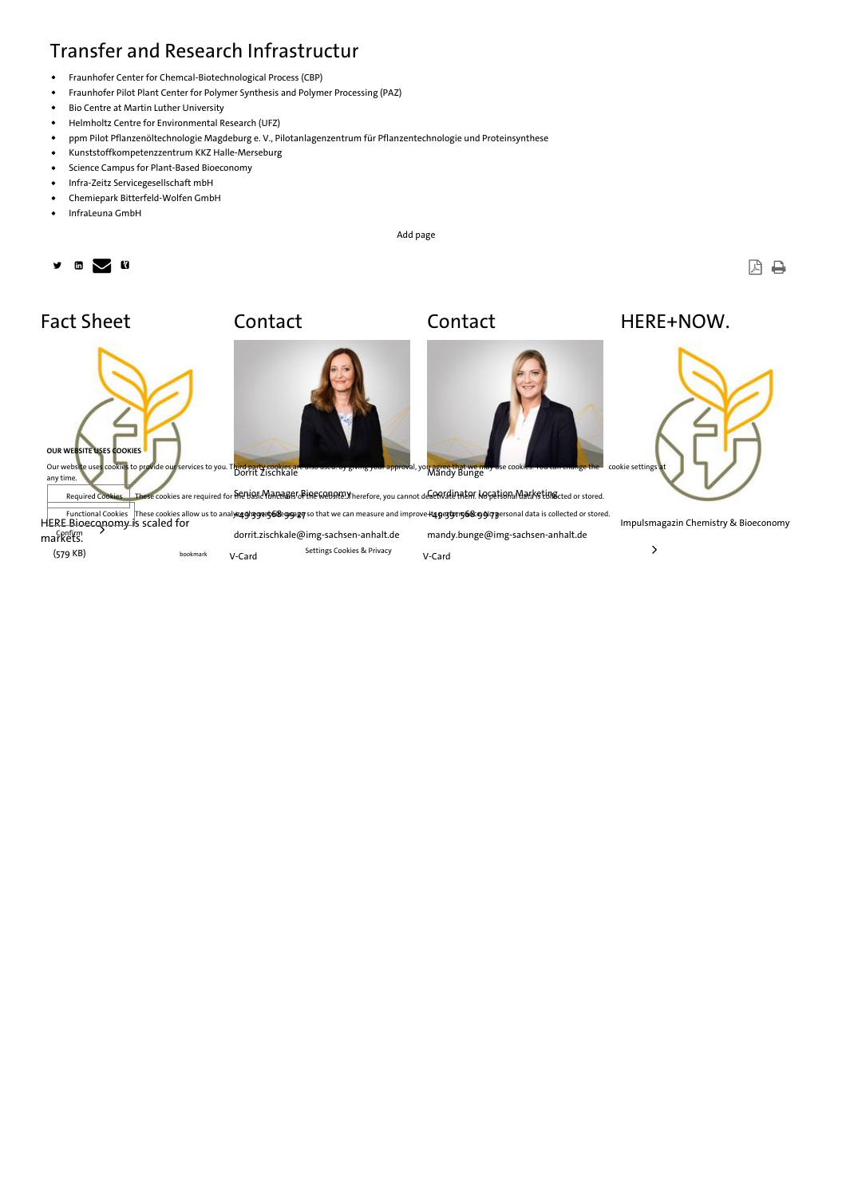## Transfer and Research Infrastructur

- Fraunhofer Center for Chemcal-Biotechnological Process (CBP)
- Fraunhofer Pilot Plant Center for Polymer Synthesis and Polymer Processing (PAZ)
- Bio Centre at Martin Luther University
- Helmholtz Centre for Environmental Research (UFZ)
- ppm Pilot Pflanzenöltechnologie Magdeburg e. V., Pilotanlagenzentrum für Pflanzentechnologie und Proteinsynthese
- Kunststoffkompetenzzentrum KKZ Halle-Merseburg
- Science Campus for Plant-Based Bioeconomy
- Infra-Zeitz Servicegesellschaft mbH
- Chemiepark Bitterfeld-Wolfen GmbH
- InfraLeuna GmbH

Add page

## Fact Sheet

HERE Bioeconomy is scaled for markets.

(579 KB)

bookmark

## Contact

Dorrit Zischkale

Senior Manager Bioeconomy

+49 391 568 99 27

dorrit.zischkale@img-sachsen-anhalt.de

V-Card

## Contact

Mandy Bunge

Coordinator Location Marketing

+49 391 568 99 73

mandy.bunge@img-sachsen-anhalt.de

V-Card

## HERE+NOW.

Impulsmagazin Chemistry & Bioeconomy

**OUR WEBSITE USES COOKIES**

Our website uses cookies to provide our services to you. Third party cookies are also used. By giving your approval, you agree that we may use cookies. You can change the cookie settings at any time.

Required Cookies — These cookies are required for the basic functions of the website. Therefore, you cannot deactivate them. No personal data is collected or stored.

Functional Cookies — These cookies allow us to analyze the use of our site so that we can measure and improve its performance. No personal data is collected or stored.

Confirm

Settings Cookies & Privacy